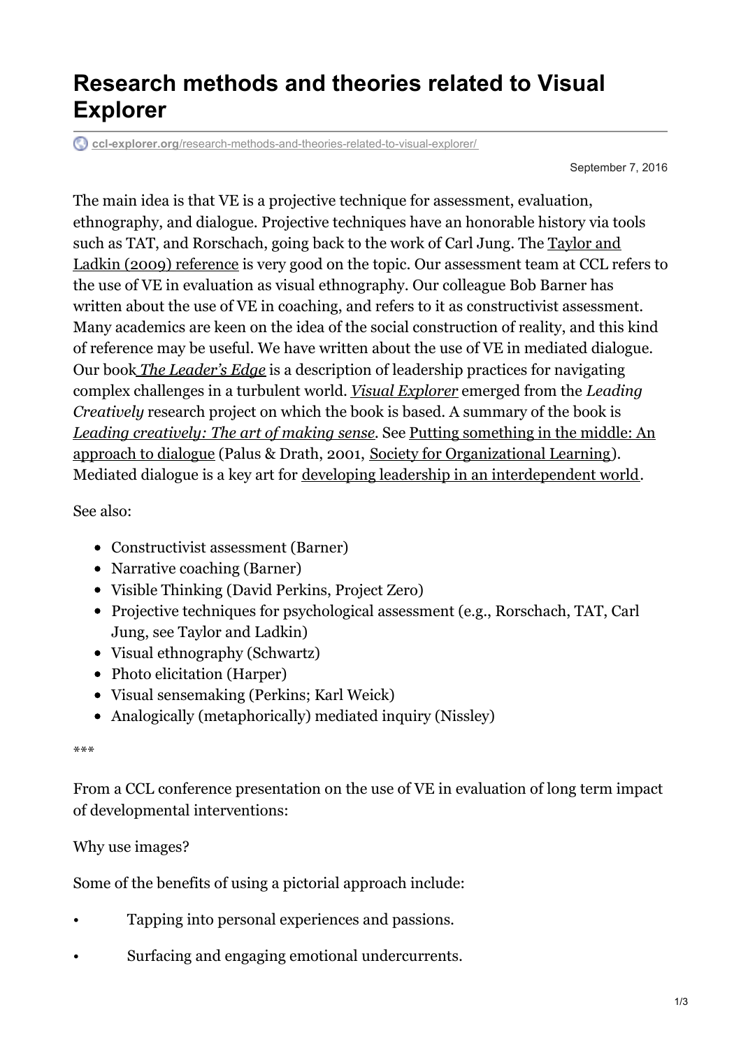# Research methods and theories related to Visual Explorer

ccl-explorer.org/research-methods-and-theories-related-to-visual-explorer/

September 7, 2016

The main idea is that VE is a projective technique for assessment, evaluation, ethnography, and dialogue. Projective techniques have an honorable history via tools such as TAT, and Rorschach, going back to the work of Carl Jung. The Taylor and Ladkin (2009) reference is very good on the topic. Our assessment team at CCL refers to the use of VE in evaluation as visual ethnography. Our colleague Bob Barner has written about the use of VE in coaching, and refers to it as constructivist assessment. Many academics are keen on the idea of the social construction of reality, and this kind of reference may be useful. We have written about the use of VE in mediated dialogue. Our book *The Leader's Edge* is a description of leadership practices for navigating complex challenges in a turbulent world. *Visual Explorer* emerged from the *Leading Creatively* research project on which the book is based. A summary of the book is *Leading creatively: The art of making sense*. See Putting something in the middle: An approach to dialogue (Palus & Drath, 2001, Society for Organizational Learning). Mediated dialogue is a key art for developing leadership in an interdependent world.

See also:

- Constructivist assessment (Barner)
- Narrative coaching (Barner)
- Visible Thinking (David Perkins, Project Zero)
- Projective techniques for psychological assessment (e.g., Rorschach, TAT, Carl Jung, see Taylor and Ladkin)
- Visual ethnography (Schwartz)
- Photo elicitation (Harper)
- Visual sensemaking (Perkins; Karl Weick)
- Analogically (metaphorically) mediated inquiry (Nissley)

***

From a CCL conference presentation on the use of VE in evaluation of long term impact of developmental interventions:

Why use images?

Some of the benefits of using a pictorial approach include:

- Tapping into personal experiences and passions.
- Surfacing and engaging emotional undercurrents.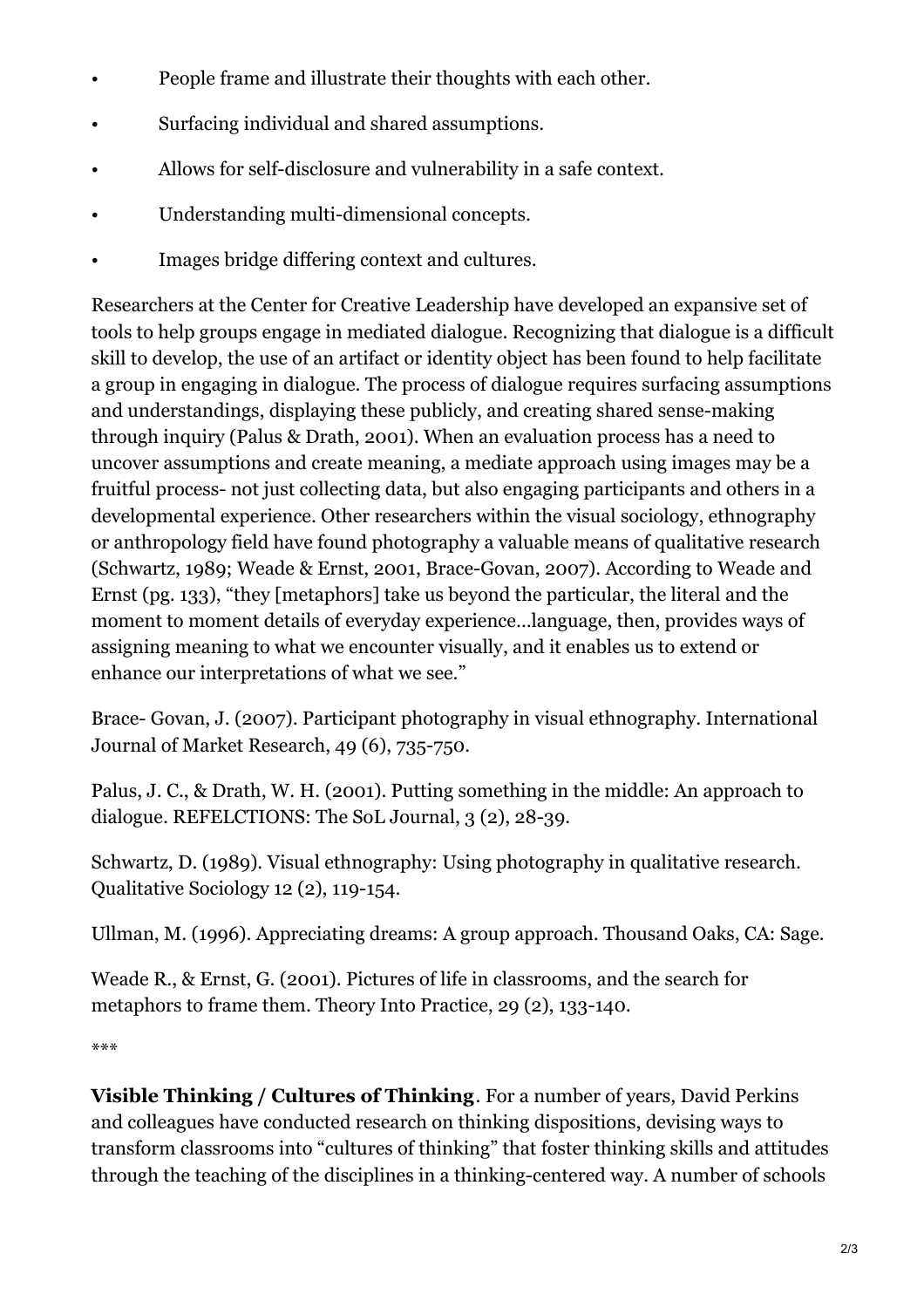- People frame and illustrate their thoughts with each other.
- Surfacing individual and shared assumptions.
- Allows for self-disclosure and vulnerability in a safe context.
- Understanding multi-dimensional concepts.
- Images bridge differing context and cultures.

Researchers at the Center for Creative Leadership have developed an expansive set of tools to help groups engage in mediated dialogue. Recognizing that dialogue is a difficult skill to develop, the use of an artifact or identity object has been found to help facilitate a group in engaging in dialogue. The process of dialogue requires surfacing assumptions and understandings, displaying these publicly, and creating shared sense-making through inquiry (Palus & Drath, 2001). When an evaluation process has a need to uncover assumptions and create meaning, a mediate approach using images may be a fruitful process- not just collecting data, but also engaging participants and others in a developmental experience. Other researchers within the visual sociology, ethnography or anthropology field have found photography a valuable means of qualitative research (Schwartz, 1989; Weade & Ernst, 2001, Brace-Govan, 2007). According to Weade and Ernst (pg. 133), "they [metaphors] take us beyond the particular, the literal and the moment to moment details of everyday experience…language, then, provides ways of assigning meaning to what we encounter visually, and it enables us to extend or enhance our interpretations of what we see."

Brace- Govan, J. (2007). Participant photography in visual ethnography. International Journal of Market Research, 49 (6), 735-750.

Palus, J. C., & Drath, W. H. (2001). Putting something in the middle: An approach to dialogue. REFELCTIONS: The SoL Journal, 3 (2), 28-39.

Schwartz, D. (1989). Visual ethnography: Using photography in qualitative research. Qualitative Sociology 12 (2), 119-154.

Ullman, M. (1996). Appreciating dreams: A group approach. Thousand Oaks, CA: Sage.

Weade R., & Ernst, G. (2001). Pictures of life in classrooms, and the search for metaphors to frame them. Theory Into Practice, 29 (2), 133-140.

***

**Visible Thinking / Cultures of Thinking**. For a number of years, David Perkins and colleagues have conducted research on thinking dispositions, devising ways to transform classrooms into "cultures of thinking" that foster thinking skills and attitudes through the teaching of the disciplines in a thinking-centered way. A number of schools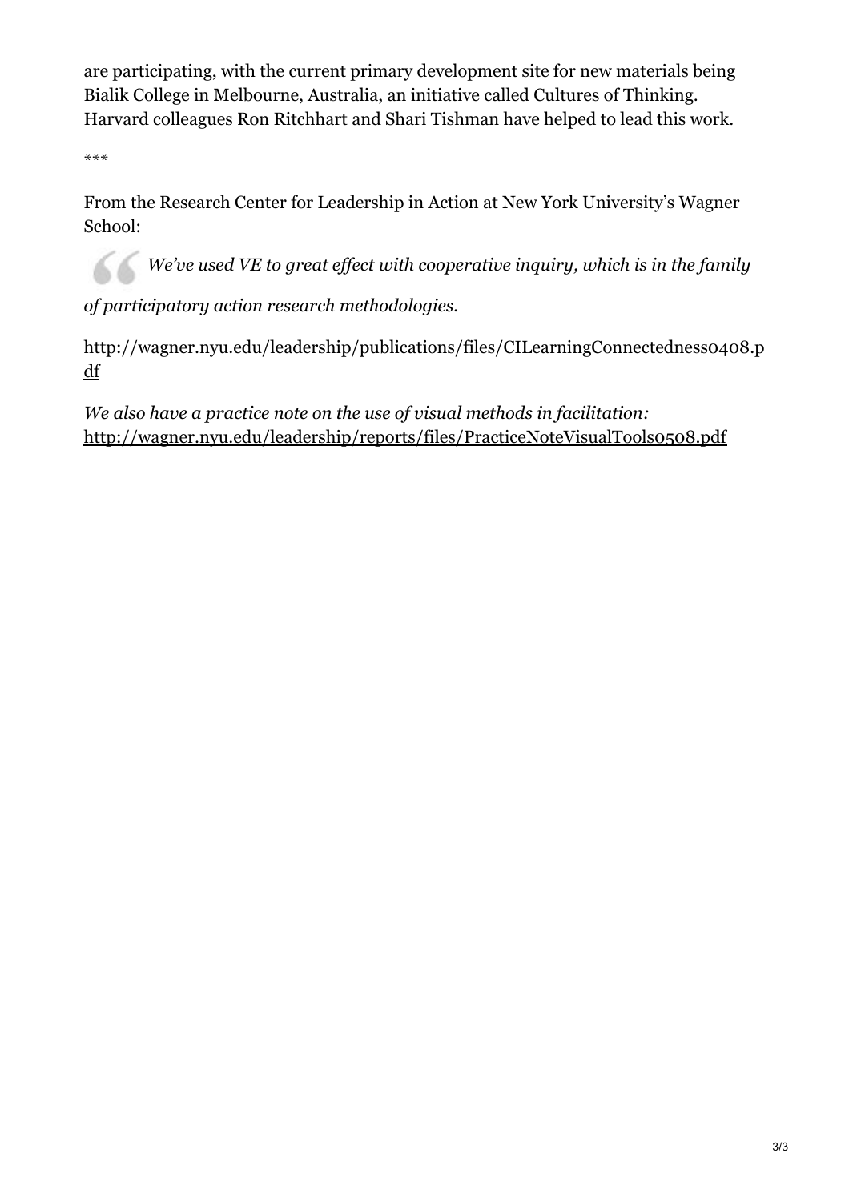are participating, with the current primary development site for new materials being Bialik College in Melbourne, Australia, an initiative called Cultures of Thinking. Harvard colleagues Ron Ritchhart and Shari Tishman have helped to lead this work.

***

From the Research Center for Leadership in Action at New York University's Wagner School:

> *We've used VE to great effect with cooperative inquiry, which is in the family of participatory action research methodologies.*

[http://wagner.nyu.edu/leadership/publications/files/CILearningConnectedness0408.pdf](http://wagner.nyu.edu/leadership/publications/files/CILearningConnectedness0408.pdf)

*We also have a practice note on the use of visual methods in facilitation:* [http://wagner.nyu.edu/leadership/reports/files/PracticeNoteVisualTools0508.pdf](http://wagner.nyu.edu/leadership/reports/files/PracticeNoteVisualTools0508.pdf)